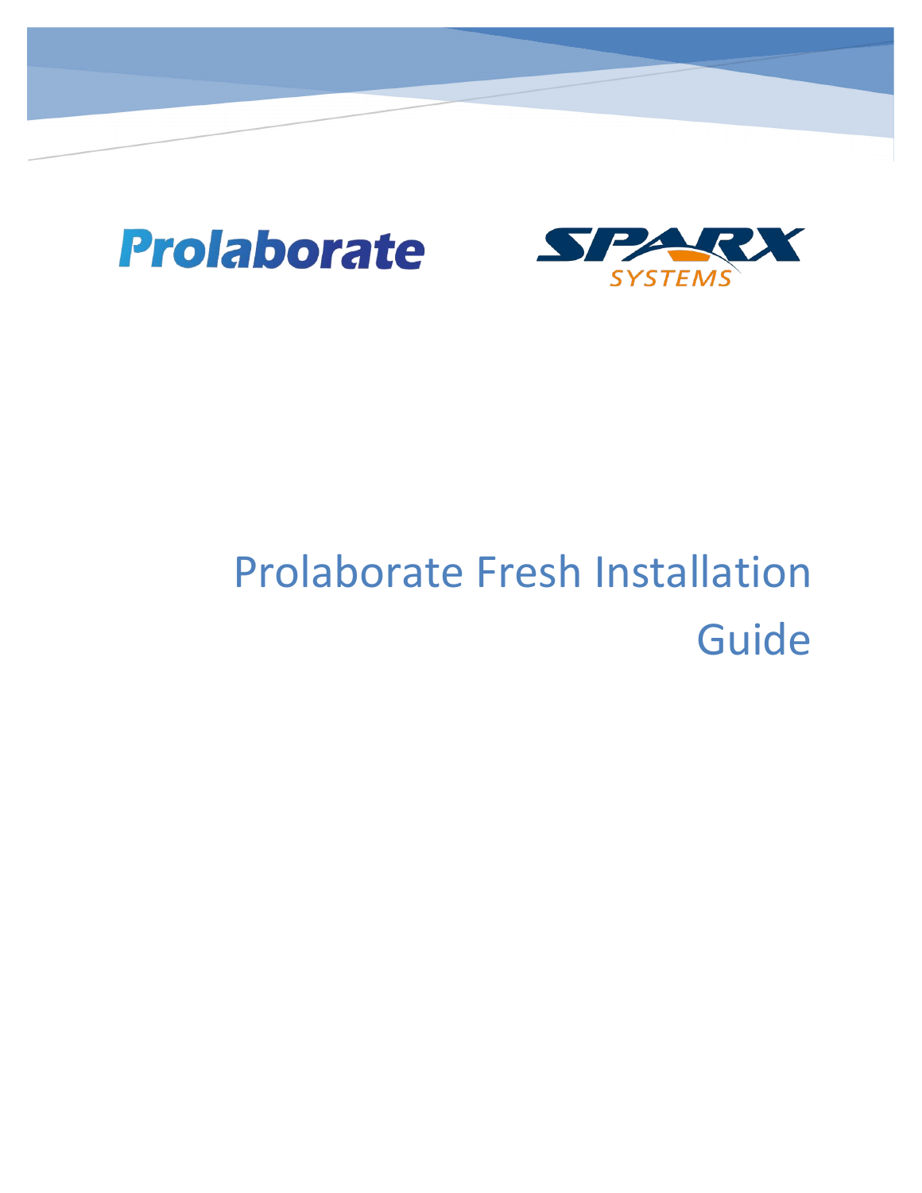# Prolaborate Fresh Installation Guide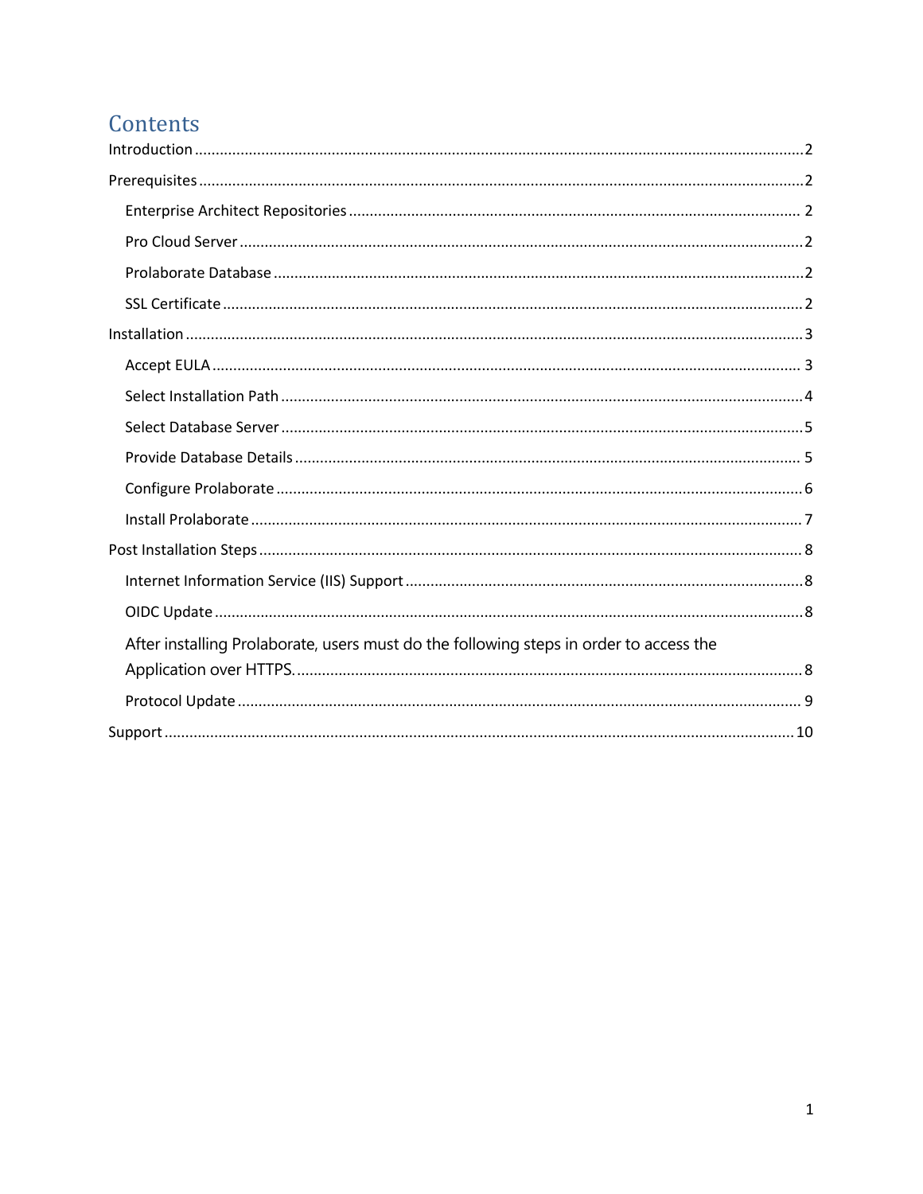# Contents

Introduction ........ 2

Prerequisites ........ 2

- Enterprise Architect Repositories ........ 2
- Pro Cloud Server ........ 2
- Prolaborate Database ........ 2
- SSL Certificate ........ 2

Installation ........ 3

- Accept EULA ........ 3
- Select Installation Path ........ 4
- Select Database Server ........ 5
- Provide Database Details ........ 5
- Configure Prolaborate ........ 6
- Install Prolaborate ........ 7

Post Installation Steps ........ 8

- Internet Information Service (IIS) Support ........ 8
- OIDC Update ........ 8
- After installing Prolaborate, users must do the following steps in order to access the Application over HTTPS. ........ 8
- Protocol Update ........ 9

Support ........ 10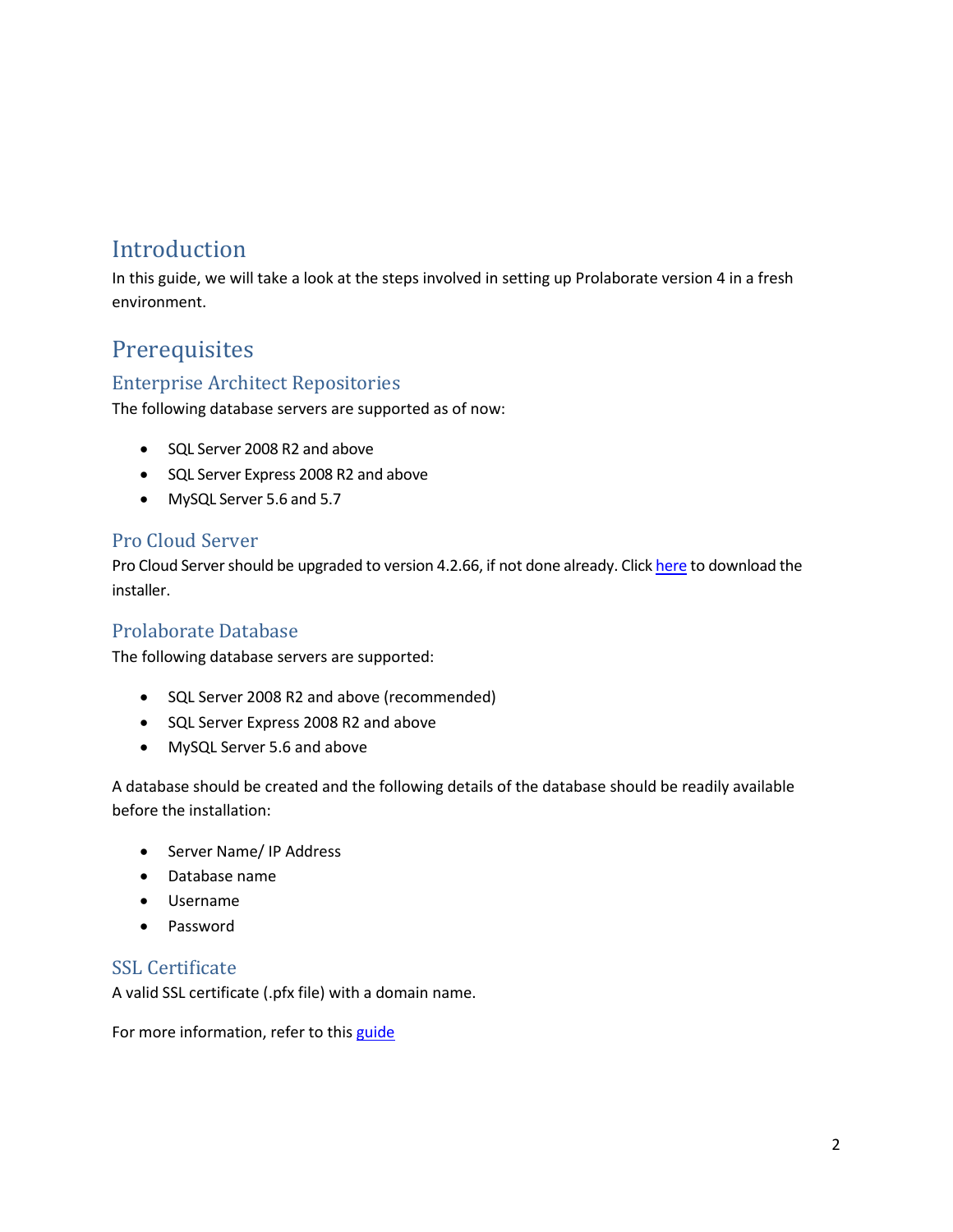# Introduction

In this guide, we will take a look at the steps involved in setting up Prolaborate version 4 in a fresh environment.

# Prerequisites

## Enterprise Architect Repositories

The following database servers are supported as of now:

- SQL Server 2008 R2 and above
- SQL Server Express 2008 R2 and above
- MySQL Server 5.6 and 5.7

## Pro Cloud Server

Pro Cloud Server should be upgraded to version 4.2.66, if not done already. Click here to download the installer.

## Prolaborate Database

The following database servers are supported:

- SQL Server 2008 R2 and above (recommended)
- SQL Server Express 2008 R2 and above
- MySQL Server 5.6 and above

A database should be created and the following details of the database should be readily available before the installation:

- Server Name/ IP Address
- Database name
- Username
- Password

## SSL Certificate

A valid SSL certificate (.pfx file) with a domain name.

For more information, refer to this guide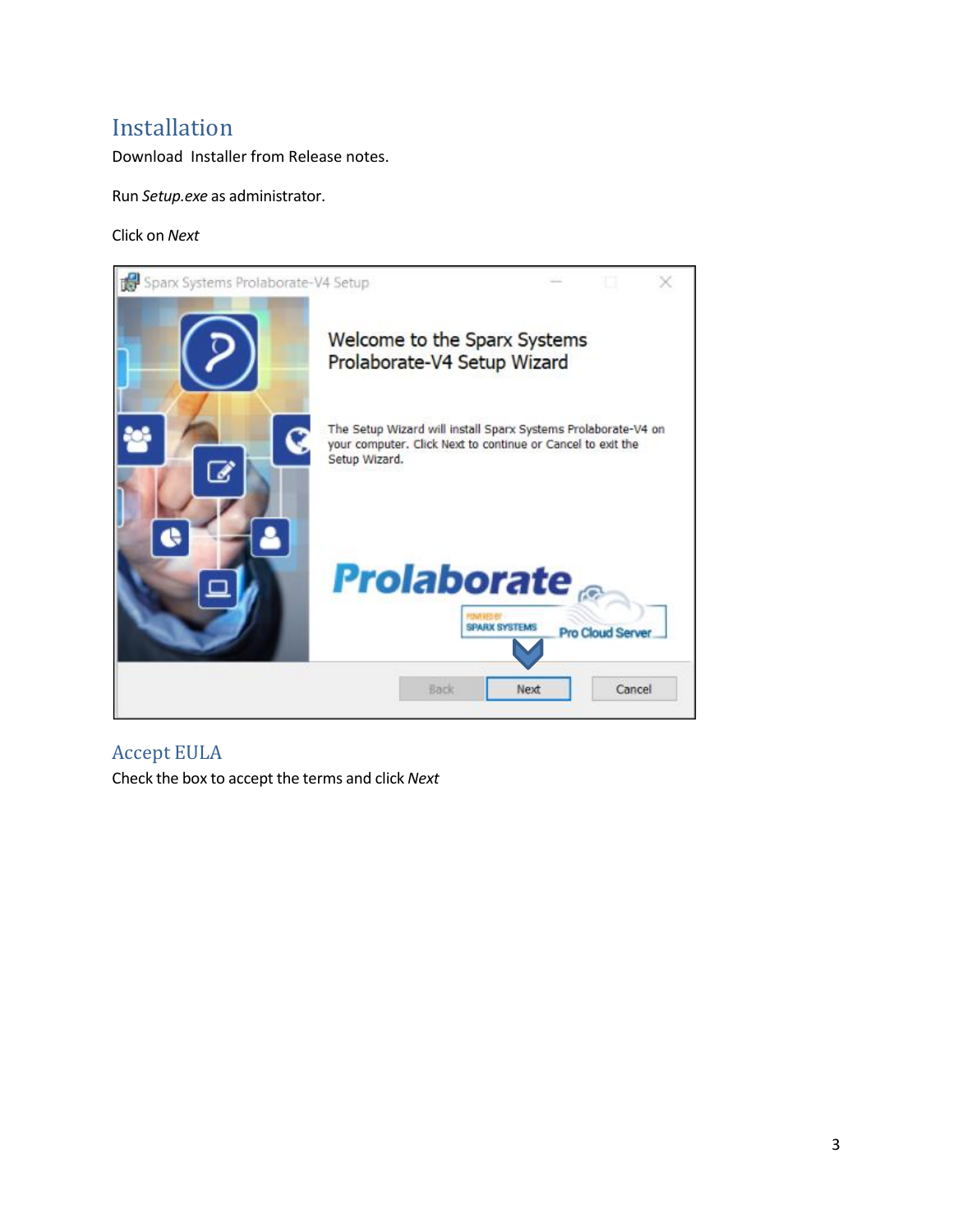## Installation

Download  Installer from Release notes.

Run *Setup.exe* as administrator.

Click on *Next*

## Accept EULA

Check the box to accept the terms and click *Next*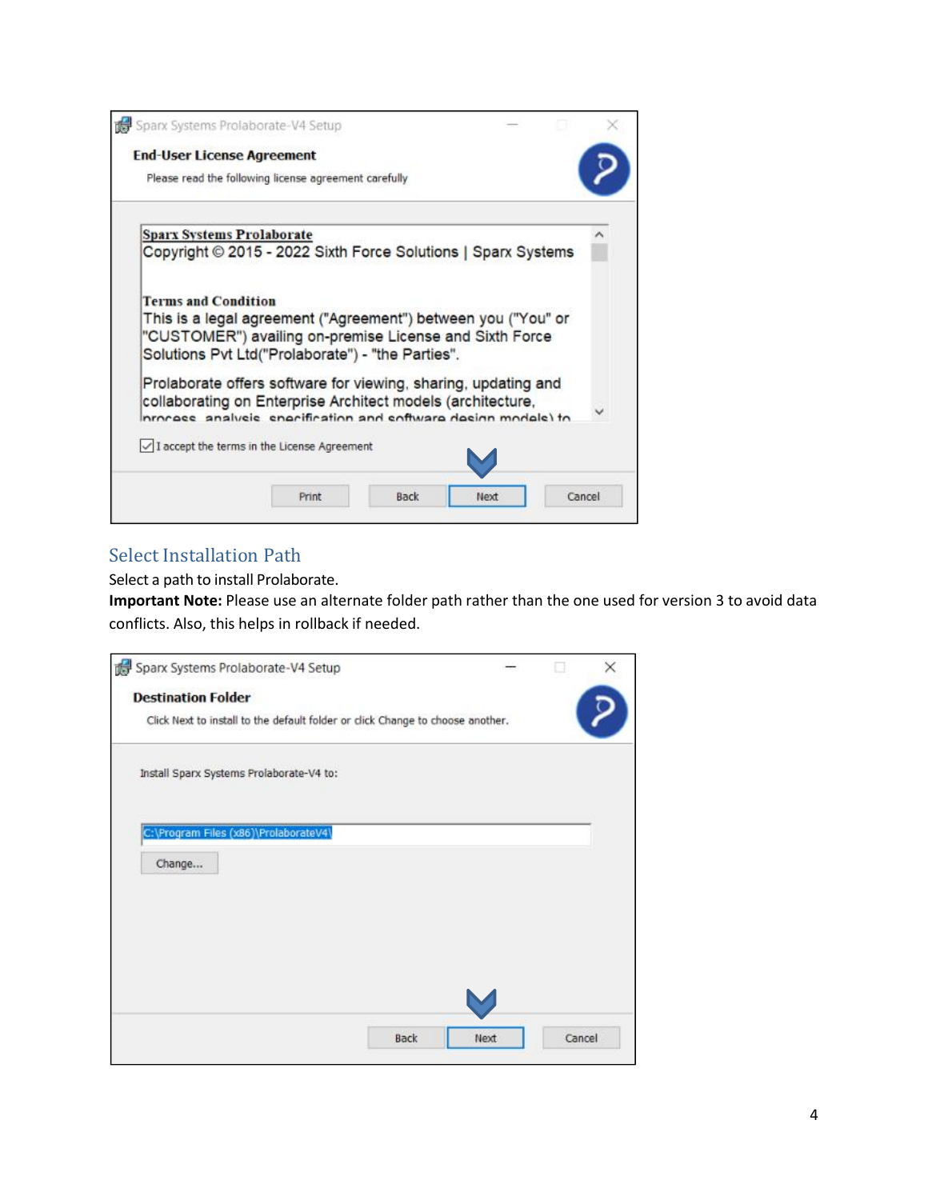## Select Installation Path

Select a path to install Prolaborate.

**Important Note:** Please use an alternate folder path rather than the one used for version 3 to avoid data conflicts. Also, this helps in rollback if needed.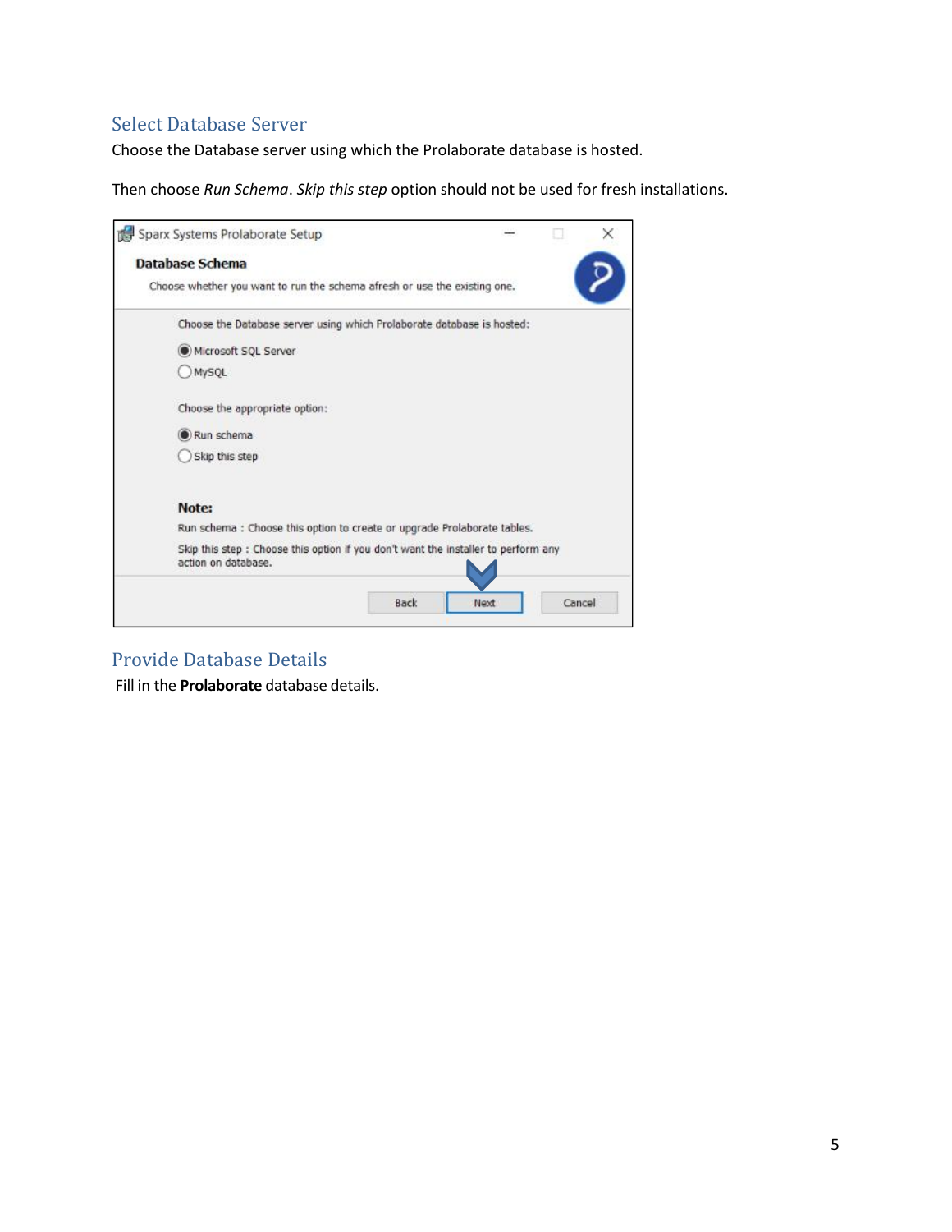## Select Database Server

Choose the Database server using which the Prolaborate database is hosted.

Then choose *Run Schema*. *Skip this step* option should not be used for fresh installations.

## Provide Database Details

Fill in the **Prolaborate** database details.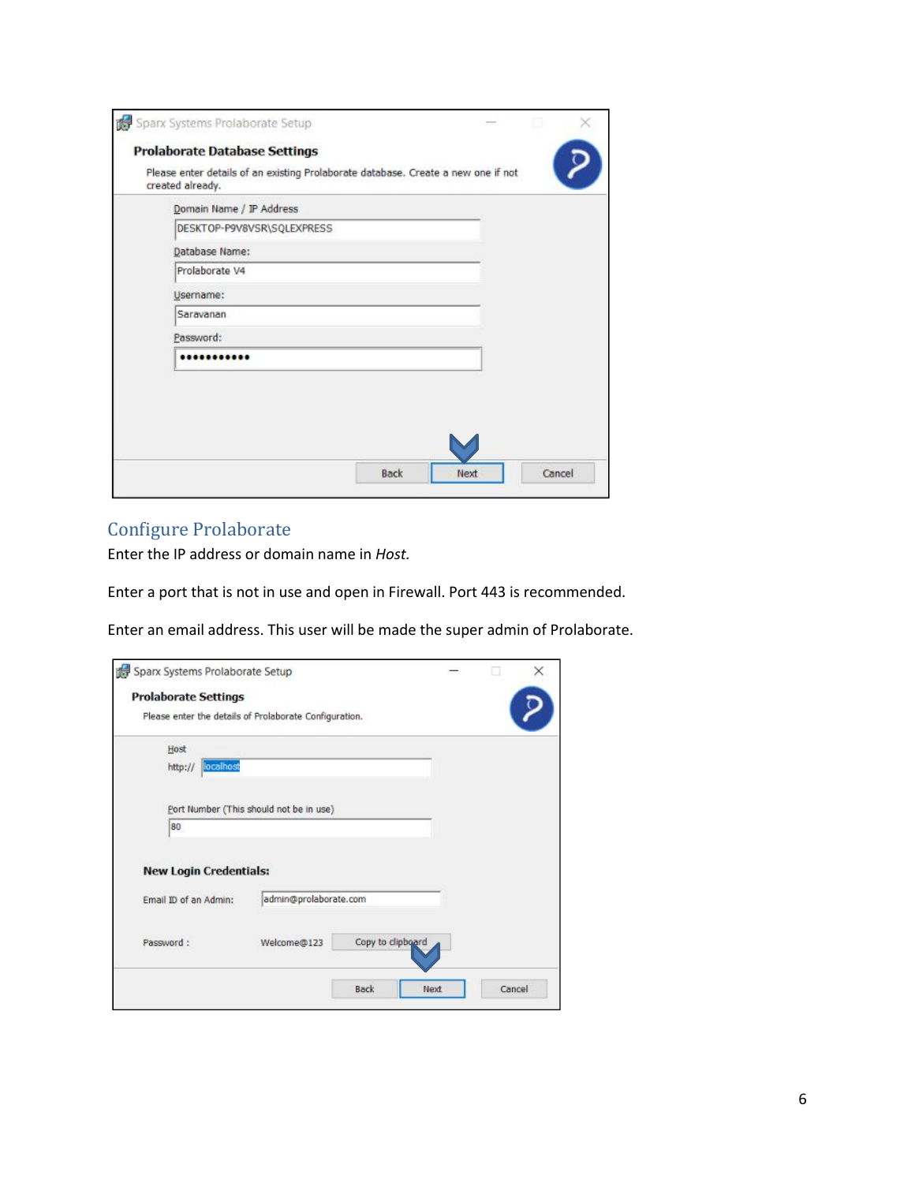## Configure Prolaborate

Enter the IP address or domain name in *Host.*

Enter a port that is not in use and open in Firewall. Port 443 is recommended.

Enter an email address. This user will be made the super admin of Prolaborate.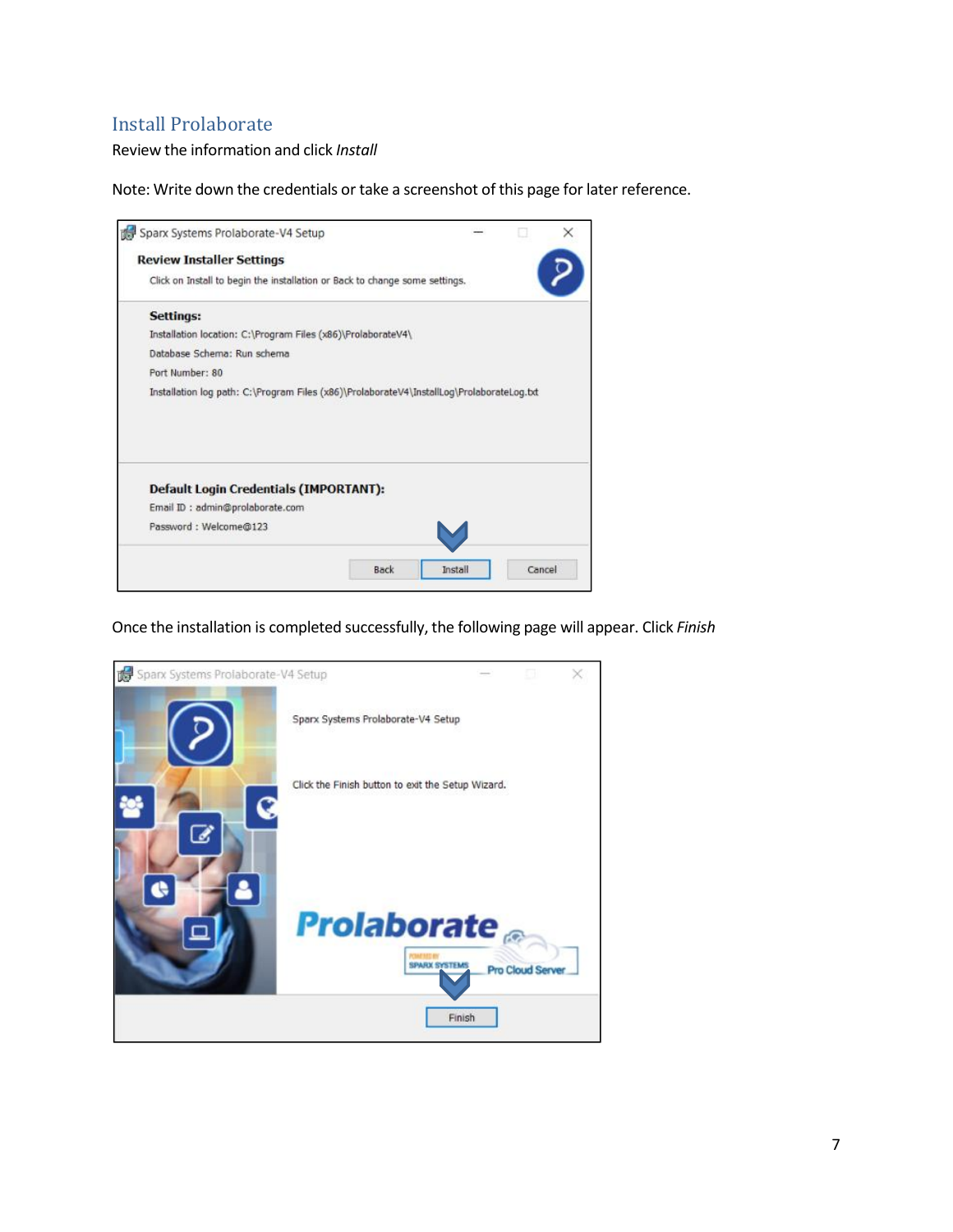## Install Prolaborate

Review the information and click *Install*

Note: Write down the credentials or take a screenshot of this page for later reference.

Once the installation is completed successfully, the following page will appear. Click *Finish*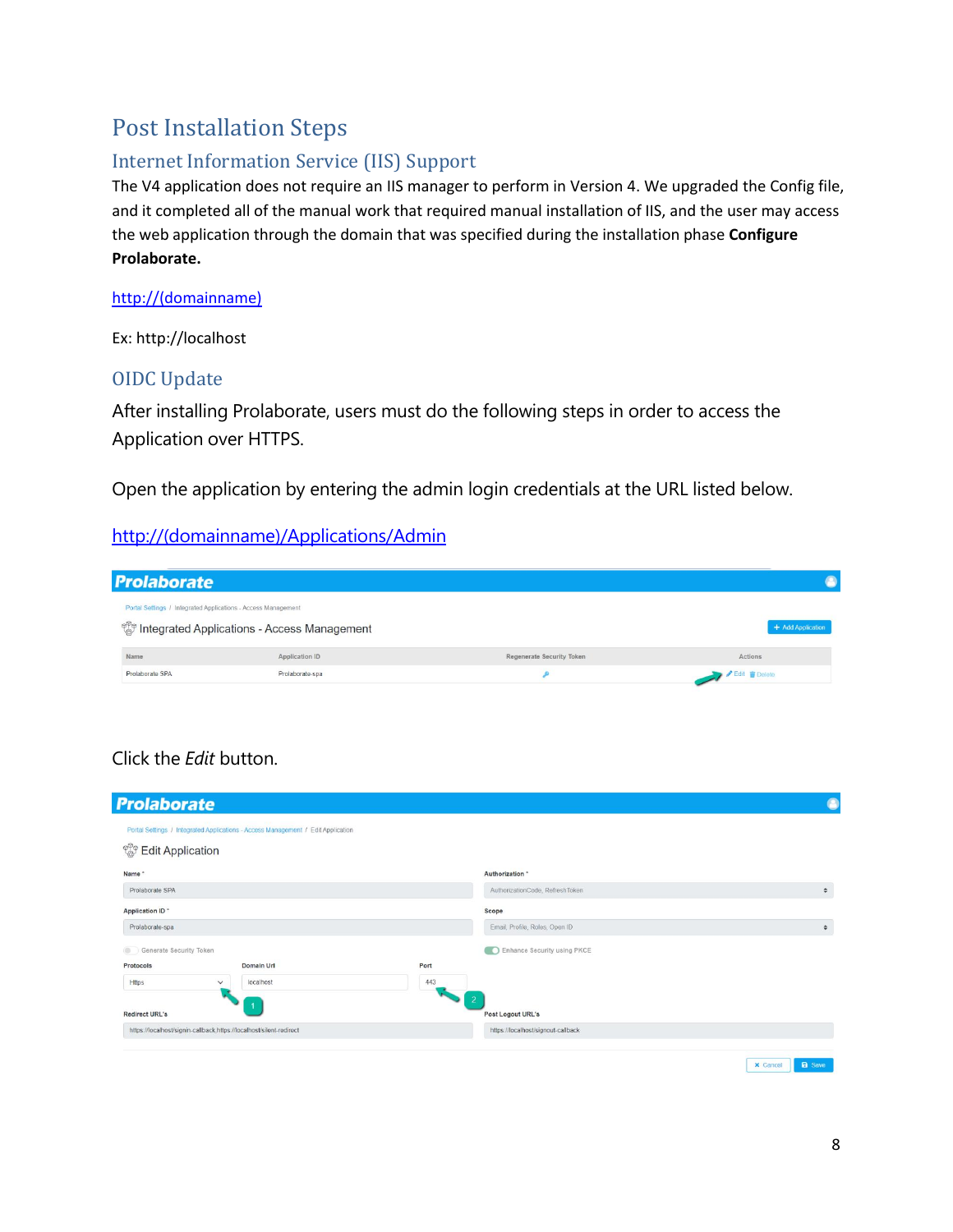# Post Installation Steps

## Internet Information Service (IIS) Support

The V4 application does not require an IIS manager to perform in Version 4. We upgraded the Config file, and it completed all of the manual work that required manual installation of IIS, and the user may access the web application through the domain that was specified during the installation phase **Configure Prolaborate.**

http://(domainname)

Ex: http://localhost

## OIDC Update

After installing Prolaborate, users must do the following steps in order to access the Application over HTTPS.

Open the application by entering the admin login credentials at the URL listed below.

http://(domainname)/Applications/Admin

Click the *Edit* button.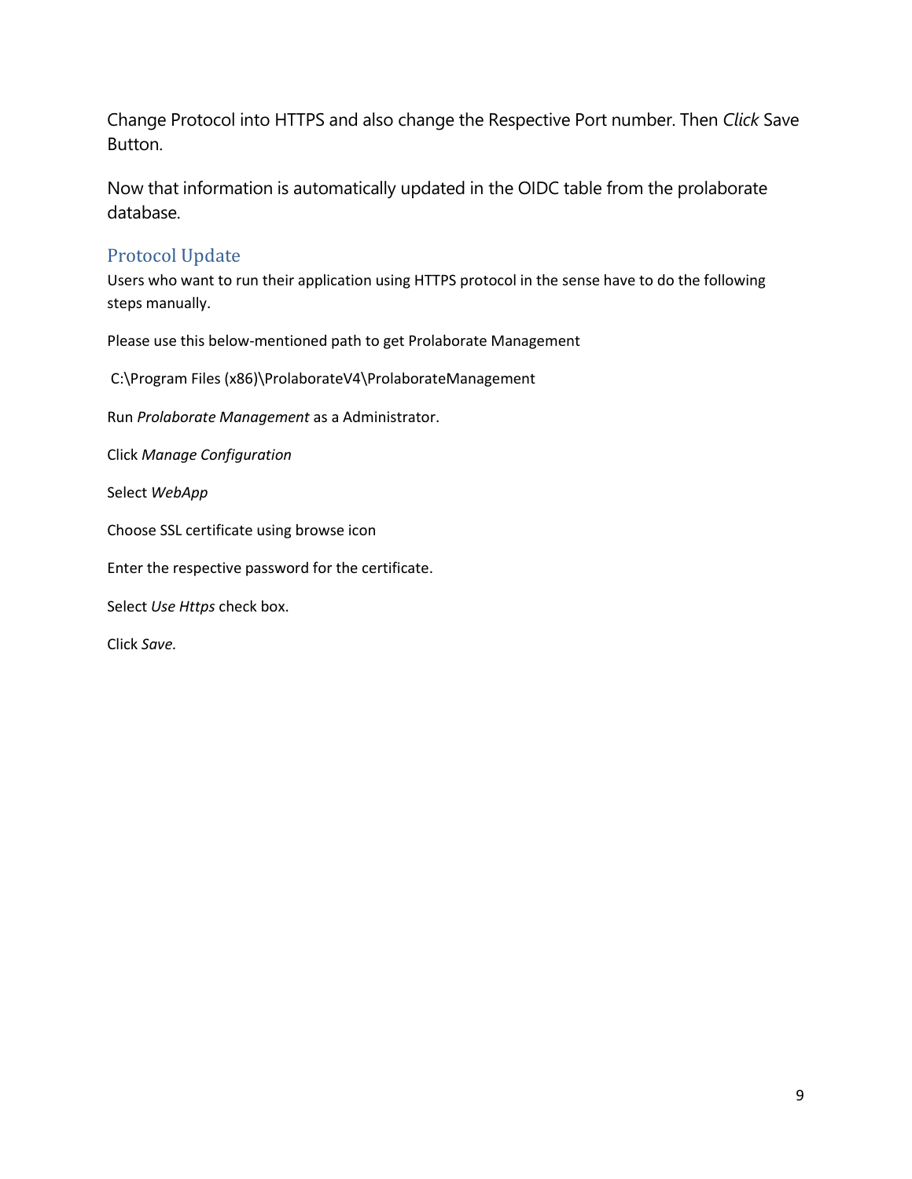Change Protocol into HTTPS and also change the Respective Port number. Then *Click* Save Button.

Now that information is automatically updated in the OIDC table from the prolaborate database.

## Protocol Update

Users who want to run their application using HTTPS protocol in the sense have to do the following steps manually.

Please use this below-mentioned path to get Prolaborate Management

C:\Program Files (x86)\ProlaborateV4\ProlaborateManagement

Run *Prolaborate Management* as a Administrator.

Click *Manage Configuration*

Select *WebApp*

Choose SSL certificate using browse icon

Enter the respective password for the certificate.

Select *Use Https* check box.

Click *Save.*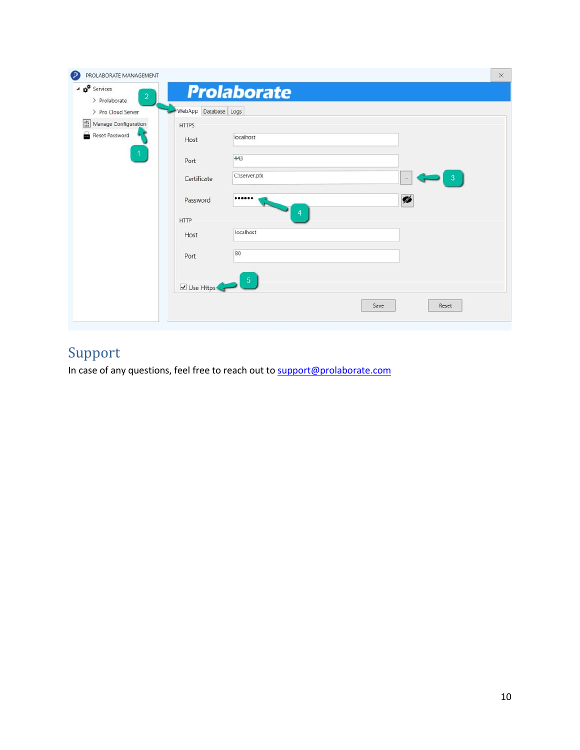## Support

In case of any questions, feel free to reach out to support@prolaborate.com